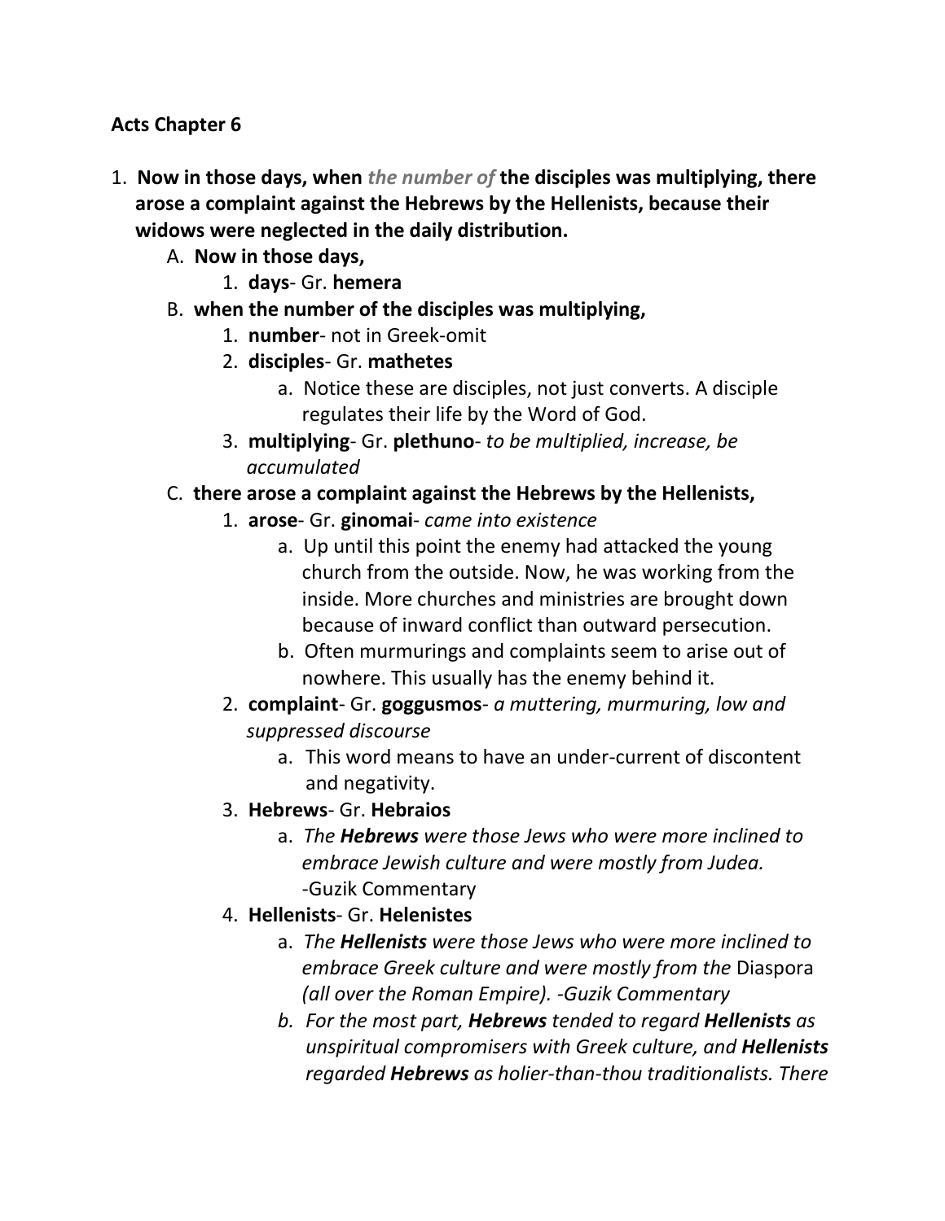**Acts Chapter 6**

1. **Now in those days, when *the number of* the disciples was multiplying, there arose a complaint against the Hebrews by the Hellenists, because their widows were neglected in the daily distribution.**
   A. **Now in those days,**
      1. **days**- Gr. **hemera**
   B. **when the number of the disciples was multiplying,**
      1. **number**- not in Greek-omit
      2. **disciples**- Gr. **mathetes**
         a. Notice these are disciples, not just converts. A disciple regulates their life by the Word of God.
      3. **multiplying**- Gr. **plethuno**- *to be multiplied, increase, be accumulated*
   C. **there arose a complaint against the Hebrews by the Hellenists,**
      1. **arose**- Gr. **ginomai**- *came into existence*
         a. Up until this point the enemy had attacked the young church from the outside. Now, he was working from the inside. More churches and ministries are brought down because of inward conflict than outward persecution.
         b. Often murmurings and complaints seem to arise out of nowhere. This usually has the enemy behind it.
      2. **complaint**- Gr. **goggusmos**- *a muttering, murmuring, low and suppressed discourse*
         a. This word means to have an under-current of discontent and negativity.
      3. **Hebrews**- Gr. **Hebraios**
         a. *The **Hebrews** were those Jews who were more inclined to embrace Jewish culture and were mostly from Judea.* -Guzik Commentary
      4. **Hellenists**- Gr. **Helenistes**
         a. *The **Hellenists** were those Jews who were more inclined to embrace Greek culture and were mostly from the* Diaspora *(all over the Roman Empire). -Guzik Commentary*
         b. *For the most part, **Hebrews** tended to regard **Hellenists** as unspiritual compromisers with Greek culture, and **Hellenists** regarded **Hebrews** as holier-than-thou traditionalists. There*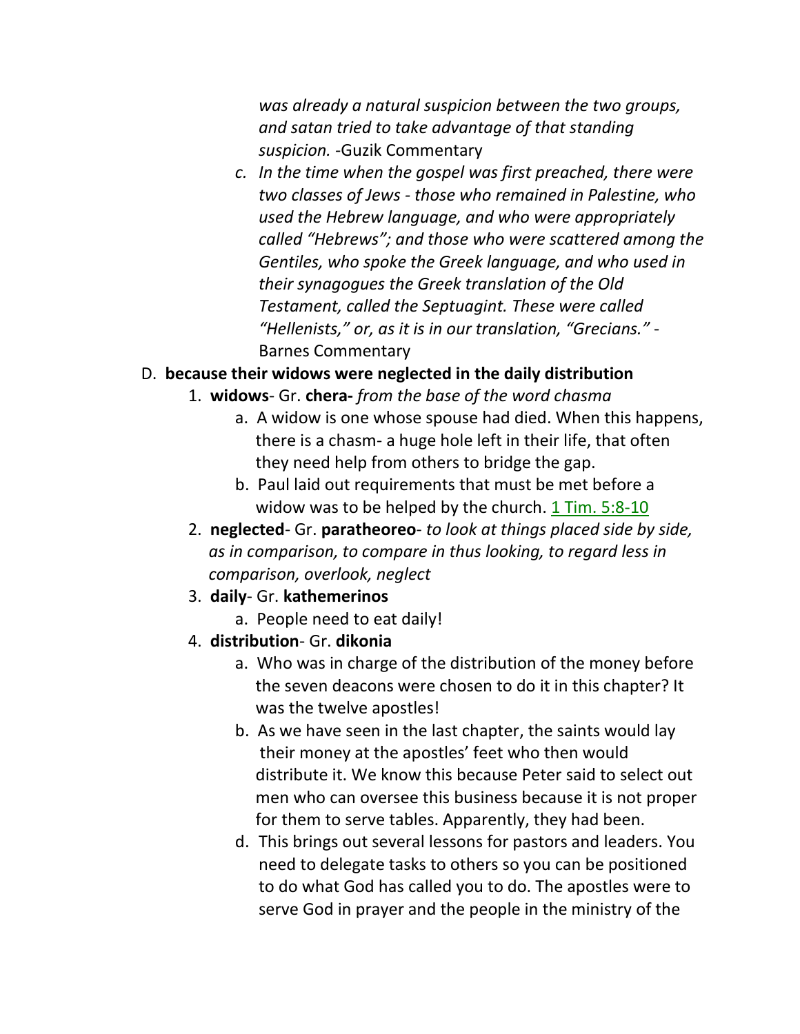*was already a natural suspicion between the two groups, and satan tried to take advantage of that standing suspicion.* -Guzik Commentary

c. *In the time when the gospel was first preached, there were two classes of Jews - those who remained in Palestine, who used the Hebrew language, and who were appropriately called "Hebrews"; and those who were scattered among the Gentiles, who spoke the Greek language, and who used in their synagogues the Greek translation of the Old Testament, called the Septuagint. These were called "Hellenists," or, as it is in our translation, "Grecians."* -Barnes Commentary

D. **because their widows were neglected in the daily distribution**

1. **widows**- Gr. **chera-** *from the base of the word chasma*
    a. A widow is one whose spouse had died. When this happens, there is a chasm- a huge hole left in their life, that often they need help from others to bridge the gap.
    b. Paul laid out requirements that must be met before a widow was to be helped by the church. 1 Tim. 5:8-10
2. **neglected**- Gr. **paratheoreo**- *to look at things placed side by side, as in comparison, to compare in thus looking, to regard less in comparison, overlook, neglect*
3. **daily**- Gr. **kathemerinos**
    a. People need to eat daily!
4. **distribution**- Gr. **dikonia**
    a. Who was in charge of the distribution of the money before the seven deacons were chosen to do it in this chapter? It was the twelve apostles!
    b. As we have seen in the last chapter, the saints would lay their money at the apostles' feet who then would distribute it. We know this because Peter said to select out men who can oversee this business because it is not proper for them to serve tables. Apparently, they had been.
    d. This brings out several lessons for pastors and leaders. You need to delegate tasks to others so you can be positioned to do what God has called you to do. The apostles were to serve God in prayer and the people in the ministry of the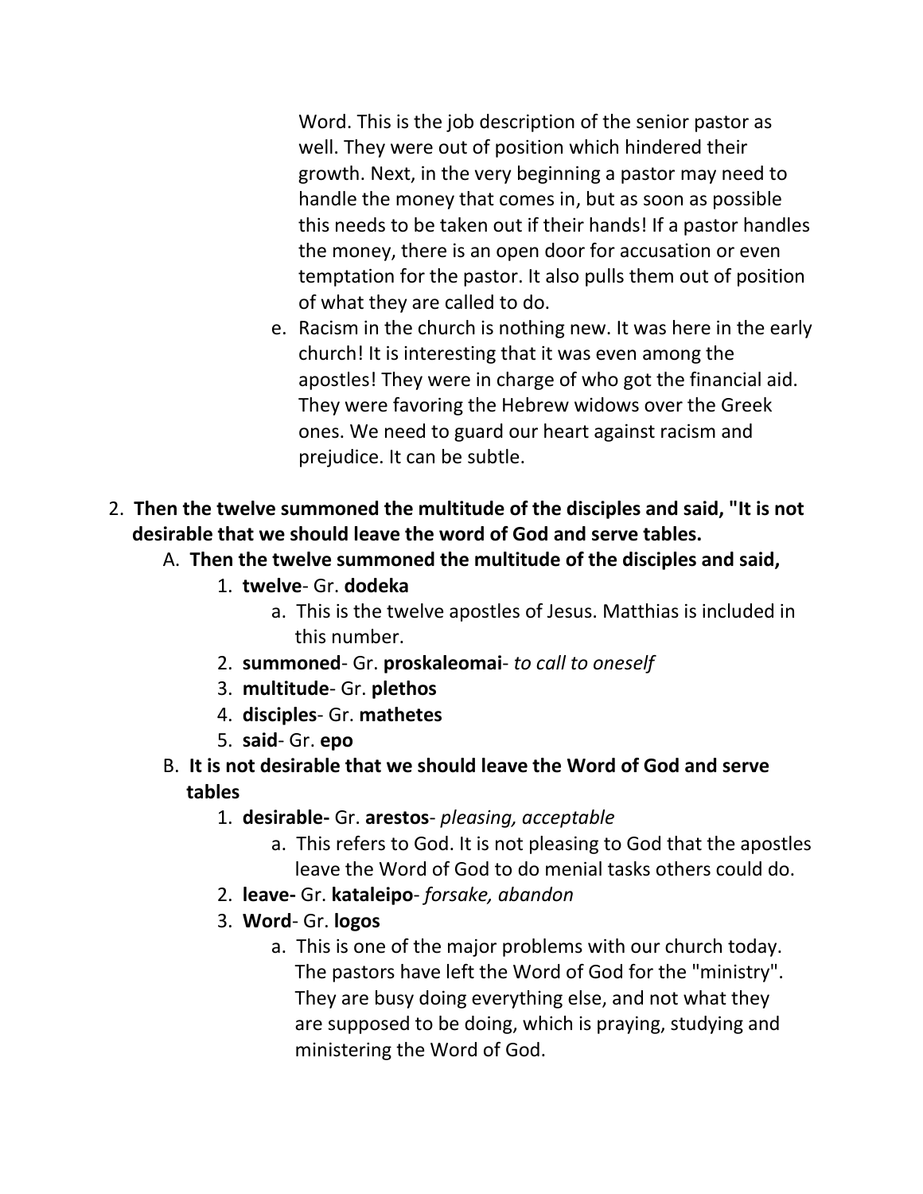Word. This is the job description of the senior pastor as well. They were out of position which hindered their growth. Next, in the very beginning a pastor may need to handle the money that comes in, but as soon as possible this needs to be taken out if their hands! If a pastor handles the money, there is an open door for accusation or even temptation for the pastor. It also pulls them out of position of what they are called to do.

   e. Racism in the church is nothing new. It was here in the early church! It is interesting that it was even among the apostles! They were in charge of who got the financial aid. They were favoring the Hebrew widows over the Greek ones. We need to guard our heart against racism and prejudice. It can be subtle.

2. **Then the twelve summoned the multitude of the disciples and said, "It is not desirable that we should leave the word of God and serve tables.**

   A. **Then the twelve summoned the multitude of the disciples and said,**

      1. **twelve**- Gr. **dodeka**
         a. This is the twelve apostles of Jesus. Matthias is included in this number.
      2. **summoned**- Gr. **proskaleomai**- *to call to oneself*
      3. **multitude**- Gr. **plethos**
      4. **disciples**- Gr. **mathetes**
      5. **said**- Gr. **epo**

   B. **It is not desirable that we should leave the Word of God and serve tables**

      1. **desirable-** Gr. **arestos**- *pleasing, acceptable*
         a. This refers to God. It is not pleasing to God that the apostles leave the Word of God to do menial tasks others could do.
      2. **leave-** Gr. **kataleipo**- *forsake, abandon*
      3. **Word**- Gr. **logos**
         a. This is one of the major problems with our church today. The pastors have left the Word of God for the "ministry". They are busy doing everything else, and not what they are supposed to be doing, which is praying, studying and ministering the Word of God.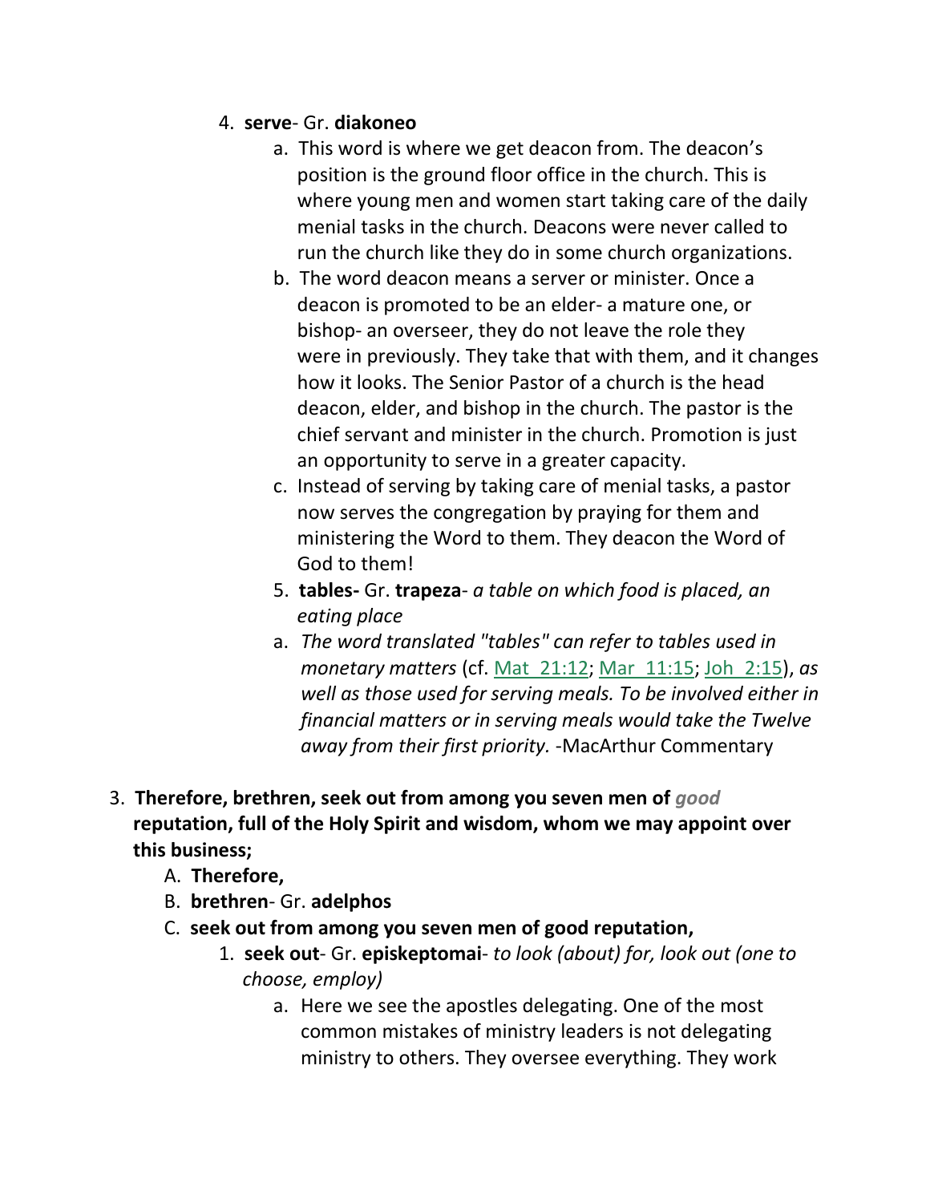4. **serve**- Gr. **diakoneo**
    a. This word is where we get deacon from. The deacon's position is the ground floor office in the church. This is where young men and women start taking care of the daily menial tasks in the church. Deacons were never called to run the church like they do in some church organizations.
    b. The word deacon means a server or minister. Once a deacon is promoted to be an elder- a mature one, or bishop- an overseer, they do not leave the role they were in previously. They take that with them, and it changes how it looks. The Senior Pastor of a church is the head deacon, elder, and bishop in the church. The pastor is the chief servant and minister in the church. Promotion is just an opportunity to serve in a greater capacity.
    c. Instead of serving by taking care of menial tasks, a pastor now serves the congregation by praying for them and ministering the Word to them. They deacon the Word of God to them!
5. **tables-** Gr. **trapeza**- *a table on which food is placed, an eating place*
    a. *The word translated "tables" can refer to tables used in monetary matters* (cf. Mat_21:12; Mar_11:15; Joh_2:15), *as well as those used for serving meals. To be involved either in financial matters or in serving meals would take the Twelve away from their first priority.* -MacArthur Commentary

3. **Therefore, brethren, seek out from among you seven men of *good* reputation, full of the Holy Spirit and wisdom, whom we may appoint over this business;**
    A. **Therefore,**
    B. **brethren**- Gr. **adelphos**
    C. **seek out from among you seven men of good reputation,**
        1. **seek out**- Gr. **episkeptomai**- *to look (about) for, look out (one to choose, employ)*
            a. Here we see the apostles delegating. One of the most common mistakes of ministry leaders is not delegating ministry to others. They oversee everything. They work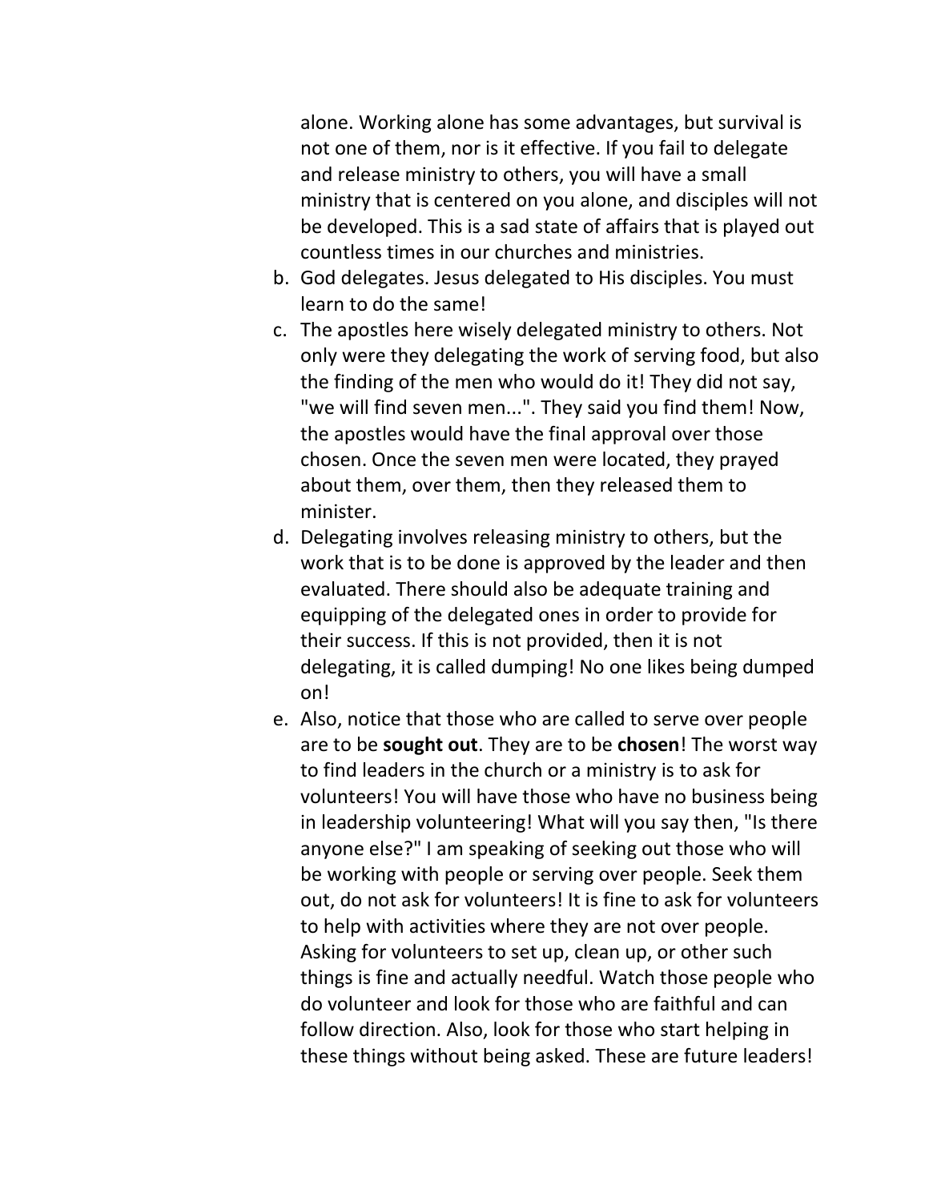alone. Working alone has some advantages, but survival is not one of them, nor is it effective. If you fail to delegate and release ministry to others, you will have a small ministry that is centered on you alone, and disciples will not be developed. This is a sad state of affairs that is played out countless times in our churches and ministries.

b. God delegates. Jesus delegated to His disciples. You must learn to do the same!
c. The apostles here wisely delegated ministry to others. Not only were they delegating the work of serving food, but also the finding of the men who would do it! They did not say, "we will find seven men...". They said you find them! Now, the apostles would have the final approval over those chosen. Once the seven men were located, they prayed about them, over them, then they released them to minister.
d. Delegating involves releasing ministry to others, but the work that is to be done is approved by the leader and then evaluated. There should also be adequate training and equipping of the delegated ones in order to provide for their success. If this is not provided, then it is not delegating, it is called dumping! No one likes being dumped on!
e. Also, notice that those who are called to serve over people are to be **sought out**. They are to be **chosen**! The worst way to find leaders in the church or a ministry is to ask for volunteers! You will have those who have no business being in leadership volunteering! What will you say then, "Is there anyone else?" I am speaking of seeking out those who will be working with people or serving over people. Seek them out, do not ask for volunteers! It is fine to ask for volunteers to help with activities where they are not over people. Asking for volunteers to set up, clean up, or other such things is fine and actually needful. Watch those people who do volunteer and look for those who are faithful and can follow direction. Also, look for those who start helping in these things without being asked. These are future leaders!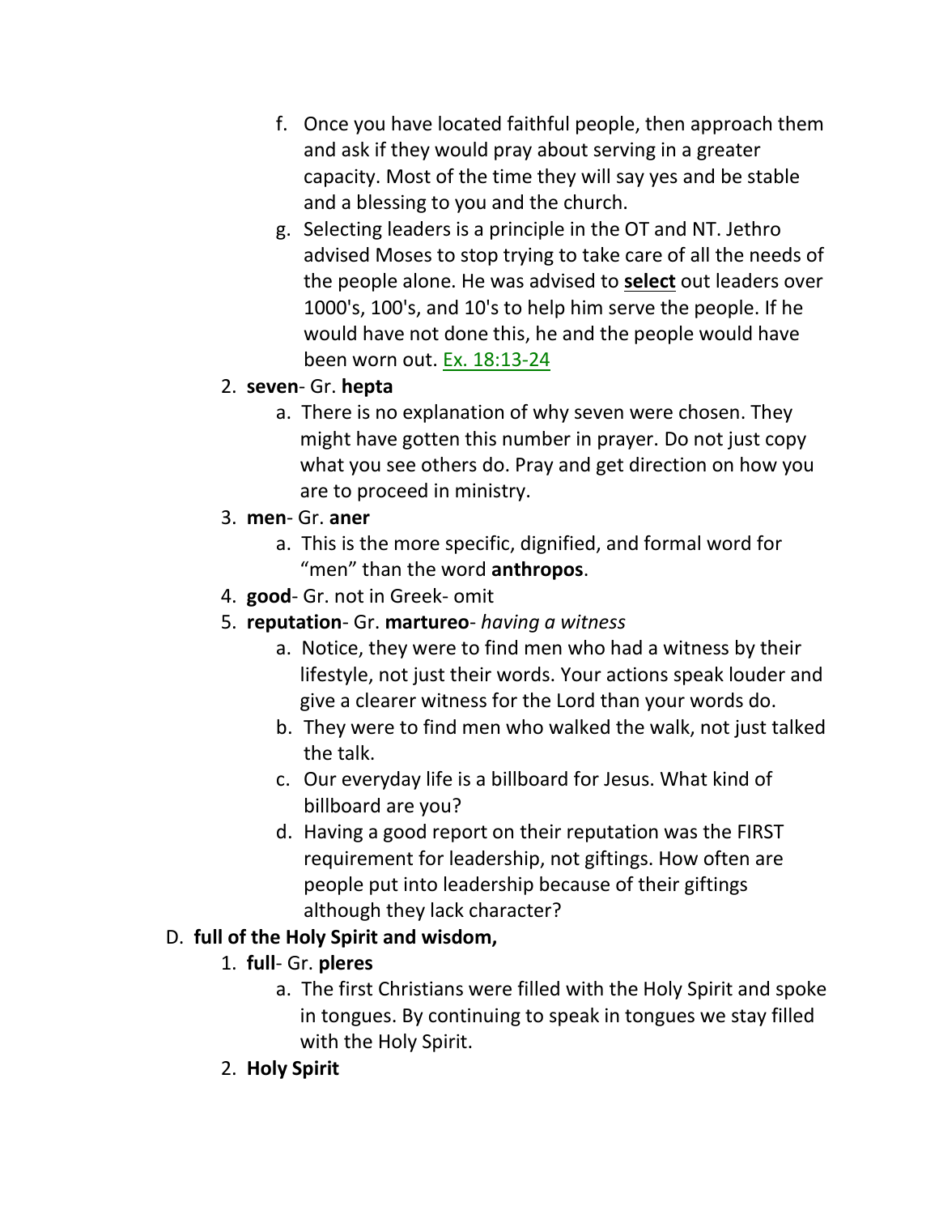f. Once you have located faithful people, then approach them and ask if they would pray about serving in a greater capacity. Most of the time they will say yes and be stable and a blessing to you and the church.
   g. Selecting leaders is a principle in the OT and NT. Jethro advised Moses to stop trying to take care of all the needs of the people alone. He was advised to <u>**select**</u> out leaders over 1000's, 100's, and 10's to help him serve the people. If he would have not done this, he and the people would have been worn out. Ex. 18:13-24

2. **seven**- Gr. **hepta**
   a. There is no explanation of why seven were chosen. They might have gotten this number in prayer. Do not just copy what you see others do. Pray and get direction on how you are to proceed in ministry.
3. **men**- Gr. **aner**
   a. This is the more specific, dignified, and formal word for “men” than the word **anthropos**.
4. **good**- Gr. not in Greek- omit
5. **reputation**- Gr. **martureo**- *having a witness*
   a. Notice, they were to find men who had a witness by their lifestyle, not just their words. Your actions speak louder and give a clearer witness for the Lord than your words do.
   b. They were to find men who walked the walk, not just talked the talk.
   c. Our everyday life is a billboard for Jesus. What kind of billboard are you?
   d. Having a good report on their reputation was the FIRST requirement for leadership, not giftings. How often are people put into leadership because of their giftings although they lack character?

D. **full of the Holy Spirit and wisdom,**

1. **full**- Gr. **pleres**
   a. The first Christians were filled with the Holy Spirit and spoke in tongues. By continuing to speak in tongues we stay filled with the Holy Spirit.
2. **Holy Spirit**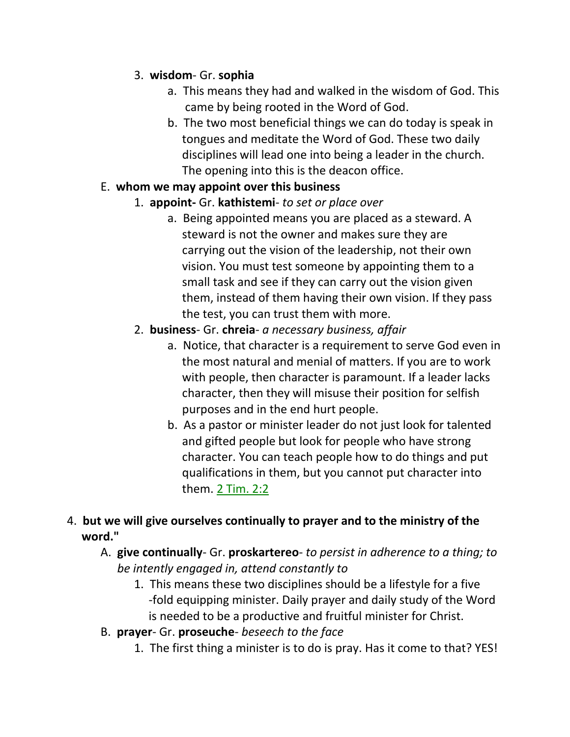3. **wisdom**- Gr. **sophia**
    a. This means they had and walked in the wisdom of God. This came by being rooted in the Word of God.
    b. The two most beneficial things we can do today is speak in tongues and meditate the Word of God. These two daily disciplines will lead one into being a leader in the church. The opening into this is the deacon office.

E. **whom we may appoint over this business**
  1. **appoint-** Gr. **kathistemi**- *to set or place over*
      a. Being appointed means you are placed as a steward. A steward is not the owner and makes sure they are carrying out the vision of the leadership, not their own vision. You must test someone by appointing them to a small task and see if they can carry out the vision given them, instead of them having their own vision. If they pass the test, you can trust them with more.
  2. **business**- Gr. **chreia**- *a necessary business, affair*
      a. Notice, that character is a requirement to serve God even in the most natural and menial of matters. If you are to work with people, then character is paramount. If a leader lacks character, then they will misuse their position for selfish purposes and in the end hurt people.
      b. As a pastor or minister leader do not just look for talented and gifted people but look for people who have strong character. You can teach people how to do things and put qualifications in them, but you cannot put character into them. 2 Tim. 2:2

4. **but we will give ourselves continually to prayer and to the ministry of the word."**
  A. **give continually**- Gr. **proskartereo**- *to persist in adherence to a thing; to be intently engaged in, attend constantly to*
      1. This means these two disciplines should be a lifestyle for a five-fold equipping minister. Daily prayer and daily study of the Word is needed to be a productive and fruitful minister for Christ.
  B. **prayer**- Gr. **proseuche**- *beseech to the face*
      1. The first thing a minister is to do is pray. Has it come to that? YES!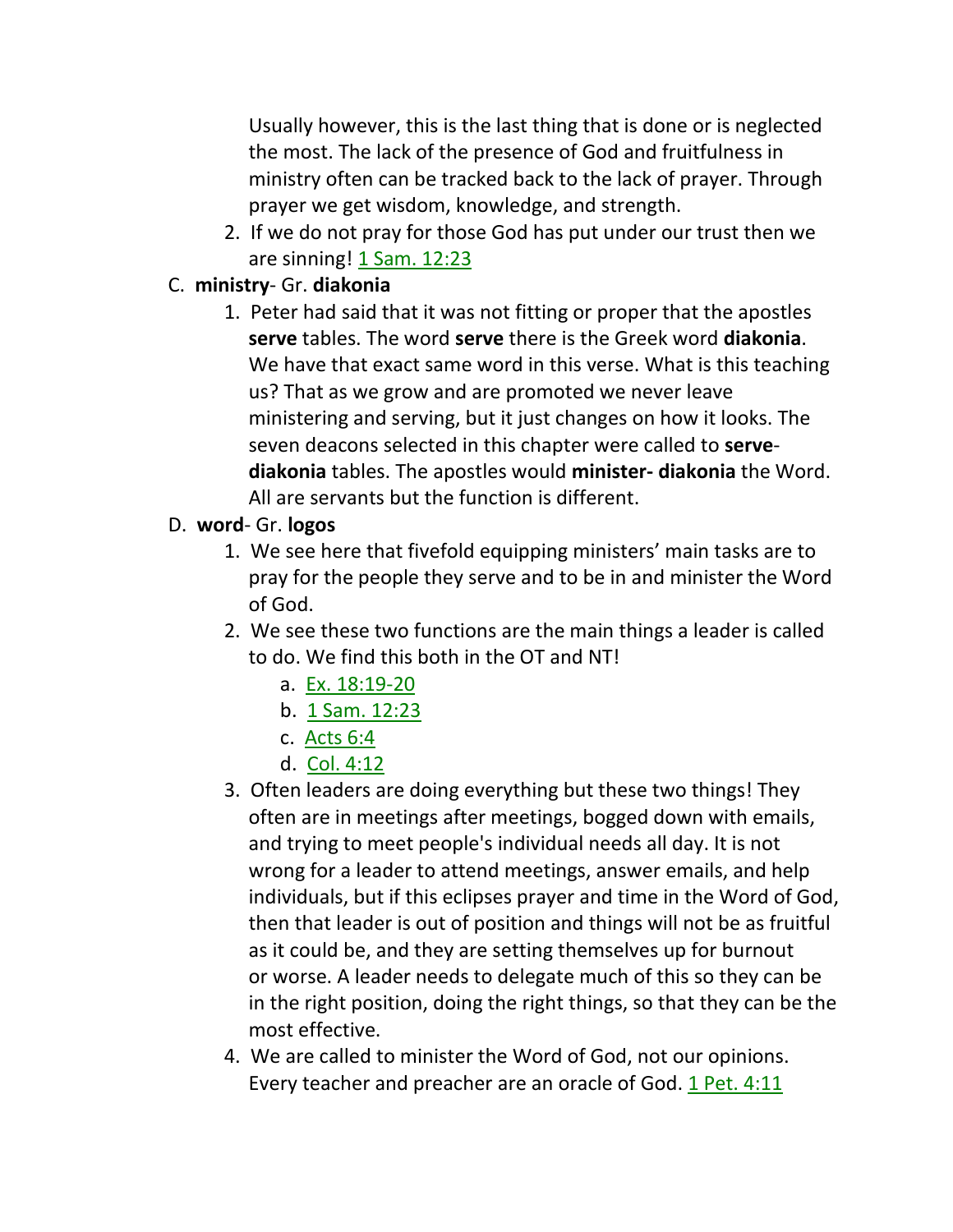Usually however, this is the last thing that is done or is neglected the most. The lack of the presence of God and fruitfulness in ministry often can be tracked back to the lack of prayer. Through prayer we get wisdom, knowledge, and strength.

2. If we do not pray for those God has put under our trust then we are sinning! 1 Sam. 12:23

C. **ministry**- Gr. **diakonia**

1. Peter had said that it was not fitting or proper that the apostles **serve** tables. The word **serve** there is the Greek word **diakonia**. We have that exact same word in this verse. What is this teaching us? That as we grow and are promoted we never leave ministering and serving, but it just changes on how it looks. The seven deacons selected in this chapter were called to **serve- diakonia** tables. The apostles would **minister- diakonia** the Word. All are servants but the function is different.

D. **word**- Gr. **logos**

1. We see here that fivefold equipping ministers' main tasks are to pray for the people they serve and to be in and minister the Word of God.
2. We see these two functions are the main things a leader is called to do. We find this both in the OT and NT!
   a. Ex. 18:19-20
   b. 1 Sam. 12:23
   c. Acts 6:4
   d. Col. 4:12
3. Often leaders are doing everything but these two things! They often are in meetings after meetings, bogged down with emails, and trying to meet people's individual needs all day. It is not wrong for a leader to attend meetings, answer emails, and help individuals, but if this eclipses prayer and time in the Word of God, then that leader is out of position and things will not be as fruitful as it could be, and they are setting themselves up for burnout or worse. A leader needs to delegate much of this so they can be in the right position, doing the right things, so that they can be the most effective.
4. We are called to minister the Word of God, not our opinions. Every teacher and preacher are an oracle of God. 1 Pet. 4:11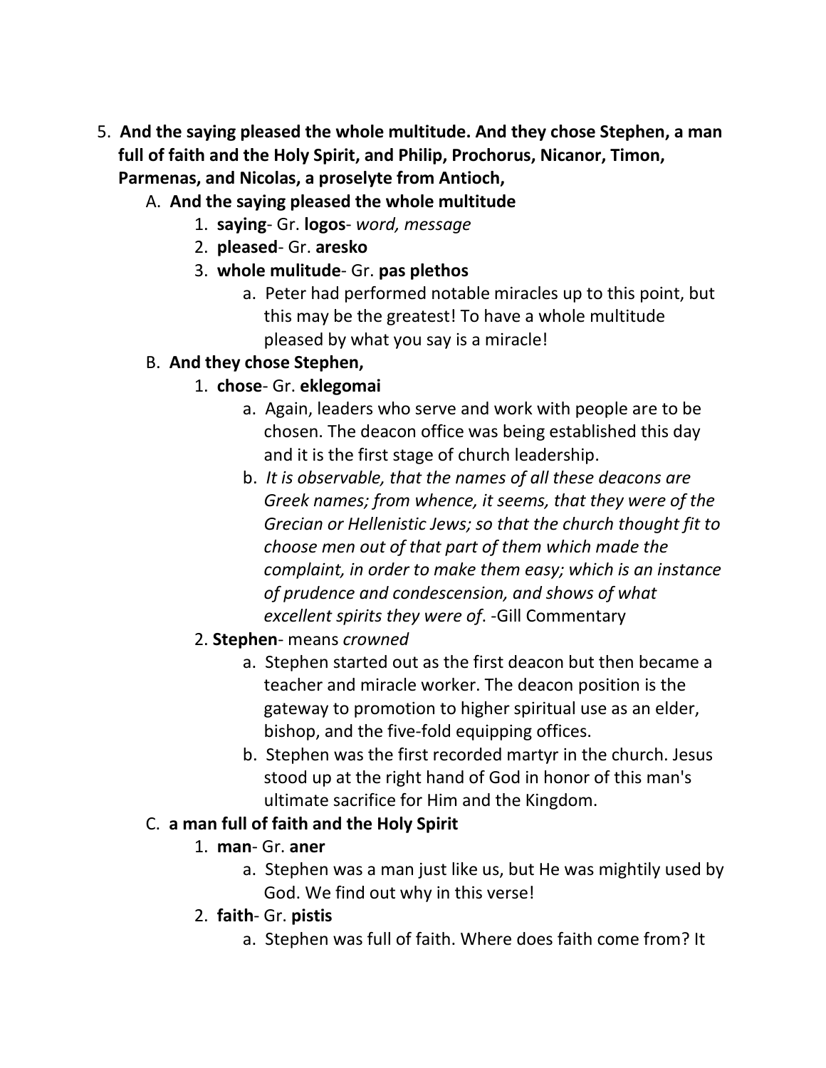5. **And the saying pleased the whole multitude. And they chose Stephen, a man full of faith and the Holy Spirit, and Philip, Prochorus, Nicanor, Timon, Parmenas, and Nicolas, a proselyte from Antioch,**
   - A. **And the saying pleased the whole multitude**
     1. **saying**- Gr. **logos**- *word, message*
     2. **pleased**- Gr. **aresko**
     3. **whole mulitude**- Gr. **pas plethos**
        - a. Peter had performed notable miracles up to this point, but this may be the greatest! To have a whole multitude pleased by what you say is a miracle!
   - B. **And they chose Stephen,**
     1. **chose**- Gr. **eklegomai**
        - a. Again, leaders who serve and work with people are to be chosen. The deacon office was being established this day and it is the first stage of church leadership.
        - b. *It is observable, that the names of all these deacons are Greek names; from whence, it seems, that they were of the Grecian or Hellenistic Jews; so that the church thought fit to choose men out of that part of them which made the complaint, in order to make them easy; which is an instance of prudence and condescension, and shows of what excellent spirits they were of*. -Gill Commentary
     2. **Stephen**- means *crowned*
        - a. Stephen started out as the first deacon but then became a teacher and miracle worker. The deacon position is the gateway to promotion to higher spiritual use as an elder, bishop, and the five-fold equipping offices.
        - b. Stephen was the first recorded martyr in the church. Jesus stood up at the right hand of God in honor of this man's ultimate sacrifice for Him and the Kingdom.
   - C. **a man full of faith and the Holy Spirit**
     1. **man**- Gr. **aner**
        - a. Stephen was a man just like us, but He was mightily used by God. We find out why in this verse!
     2. **faith**- Gr. **pistis**
        - a. Stephen was full of faith. Where does faith come from? It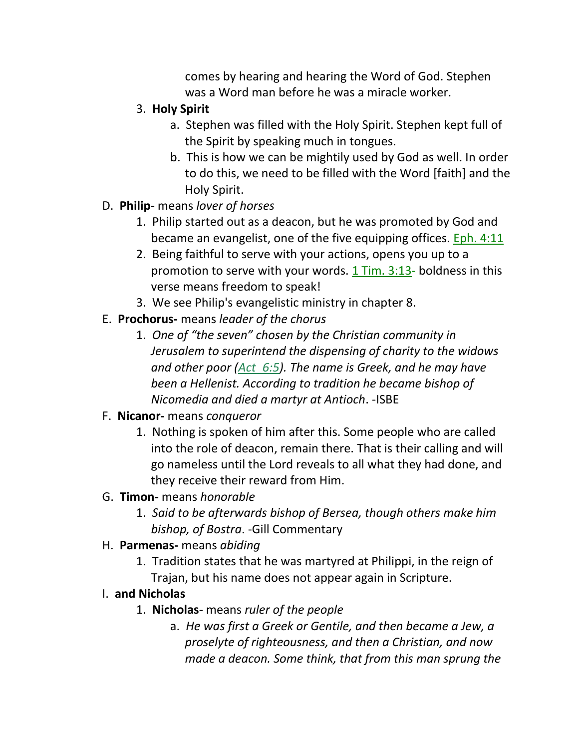comes by hearing and hearing the Word of God. Stephen was a Word man before he was a miracle worker.

3. **Holy Spirit**
    a. Stephen was filled with the Holy Spirit. Stephen kept full of the Spirit by speaking much in tongues.
    b. This is how we can be mightily used by God as well. In order to do this, we need to be filled with the Word [faith] and the Holy Spirit.

D. **Philip-** means *lover of horses*
  1. Philip started out as a deacon, but he was promoted by God and became an evangelist, one of the five equipping offices. Eph. 4:11
  2. Being faithful to serve with your actions, opens you up to a promotion to serve with your words. 1 Tim. 3:13- boldness in this verse means freedom to speak!
  3. We see Philip's evangelistic ministry in chapter 8.

E. **Prochorus-** means *leader of the chorus*
  1. *One of "the seven" chosen by the Christian community in Jerusalem to superintend the dispensing of charity to the widows and other poor (Act 6:5). The name is Greek, and he may have been a Hellenist. According to tradition he became bishop of Nicomedia and died a martyr at Antioch*. -ISBE

F. **Nicanor-** means *conqueror*
  1. Nothing is spoken of him after this. Some people who are called into the role of deacon, remain there. That is their calling and will go nameless until the Lord reveals to all what they had done, and they receive their reward from Him.

G. **Timon-** means *honorable*
  1. *Said to be afterwards bishop of Bersea, though others make him bishop, of Bostra*. -Gill Commentary

H. **Parmenas-** means *abiding*
  1. Tradition states that he was martyred at Philippi, in the reign of Trajan, but his name does not appear again in Scripture.

I. **and Nicholas**
  1. **Nicholas**- means *ruler of the people*
      a. *He was first a Greek or Gentile, and then became a Jew, a proselyte of righteousness, and then a Christian, and now made a deacon. Some think, that from this man sprung the*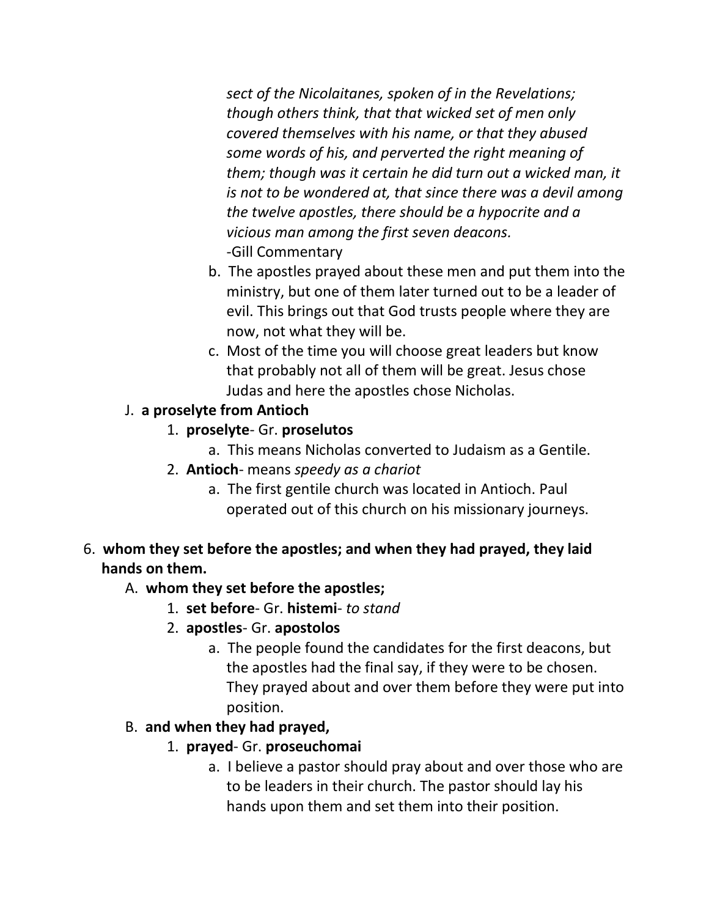*sect of the Nicolaitanes, spoken of in the Revelations; though others think, that that wicked set of men only covered themselves with his name, or that they abused some words of his, and perverted the right meaning of them; though was it certain he did turn out a wicked man, it is not to be wondered at, that since there was a devil among the twelve apostles, there should be a hypocrite and a vicious man among the first seven deacons.*
-Gill Commentary

b. The apostles prayed about these men and put them into the ministry, but one of them later turned out to be a leader of evil. This brings out that God trusts people where they are now, not what they will be.

c. Most of the time you will choose great leaders but know that probably not all of them will be great. Jesus chose Judas and here the apostles chose Nicholas.

J. **a proselyte from Antioch**

1. **proselyte**- Gr. **proselutos**
   a. This means Nicholas converted to Judaism as a Gentile.
2. **Antioch**- means *speedy as a chariot*
   a. The first gentile church was located in Antioch. Paul operated out of this church on his missionary journeys.

6. **whom they set before the apostles; and when they had prayed, they laid hands on them.**

A. **whom they set before the apostles;**

1. **set before**- Gr. **histemi**- *to stand*
2. **apostles**- Gr. **apostolos**
   a. The people found the candidates for the first deacons, but the apostles had the final say, if they were to be chosen. They prayed about and over them before they were put into position.

B. **and when they had prayed,**

1. **prayed**- Gr. **proseuchomai**
   a. I believe a pastor should pray about and over those who are to be leaders in their church. The pastor should lay his hands upon them and set them into their position.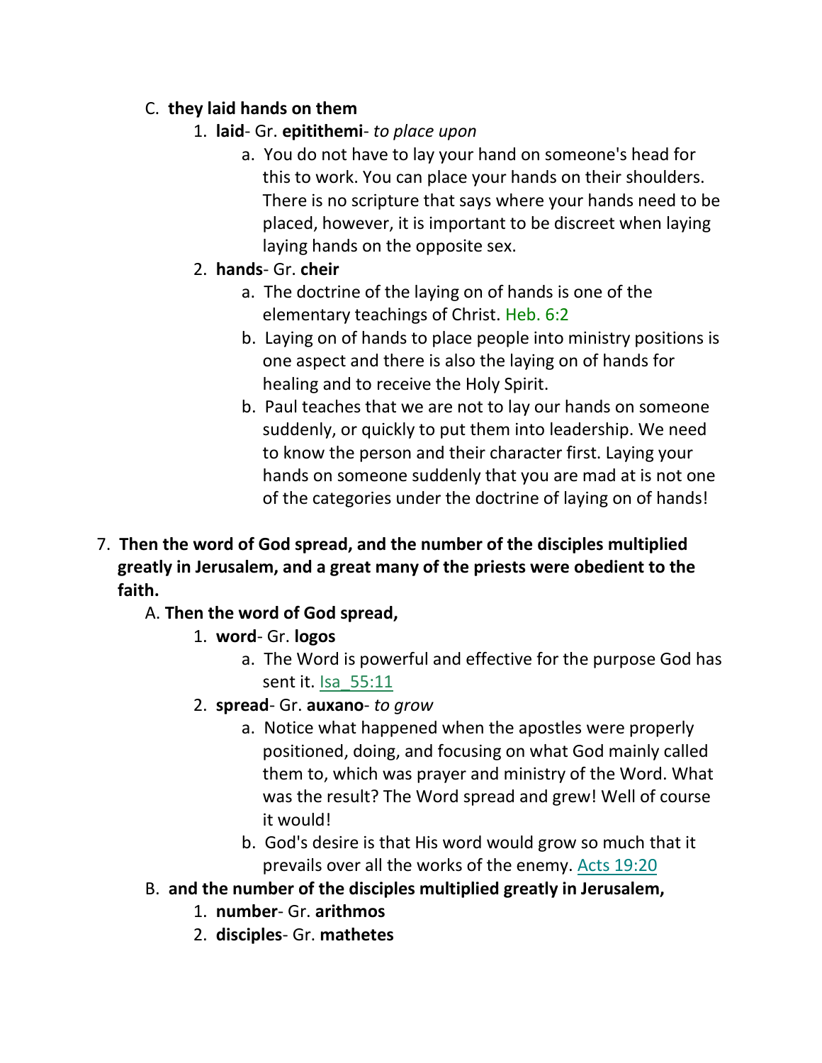C. **they laid hands on them**

1. **laid**- Gr. **epitithemi**- *to place upon*
   a. You do not have to lay your hand on someone's head for this to work. You can place your hands on their shoulders. There is no scripture that says where your hands need to be placed, however, it is important to be discreet when laying laying hands on the opposite sex.
2. **hands**- Gr. **cheir**
   a. The doctrine of the laying on of hands is one of the elementary teachings of Christ. Heb. 6:2
   b. Laying on of hands to place people into ministry positions is one aspect and there is also the laying on of hands for healing and to receive the Holy Spirit.
   b. Paul teaches that we are not to lay our hands on someone suddenly, or quickly to put them into leadership. We need to know the person and their character first. Laying your hands on someone suddenly that you are mad at is not one of the categories under the doctrine of laying on of hands!

7. **Then the word of God spread, and the number of the disciples multiplied greatly in Jerusalem, and a great many of the priests were obedient to the faith.**

A. **Then the word of God spread,**

1. **word**- Gr. **logos**
   a. The Word is powerful and effective for the purpose God has sent it. Isa_55:11
2. **spread**- Gr. **auxano**- *to grow*
   a. Notice what happened when the apostles were properly positioned, doing, and focusing on what God mainly called them to, which was prayer and ministry of the Word. What was the result? The Word spread and grew! Well of course it would!
   b. God's desire is that His word would grow so much that it prevails over all the works of the enemy. Acts 19:20

B. **and the number of the disciples multiplied greatly in Jerusalem,**

1. **number**- Gr. **arithmos**
2. **disciples**- Gr. **mathetes**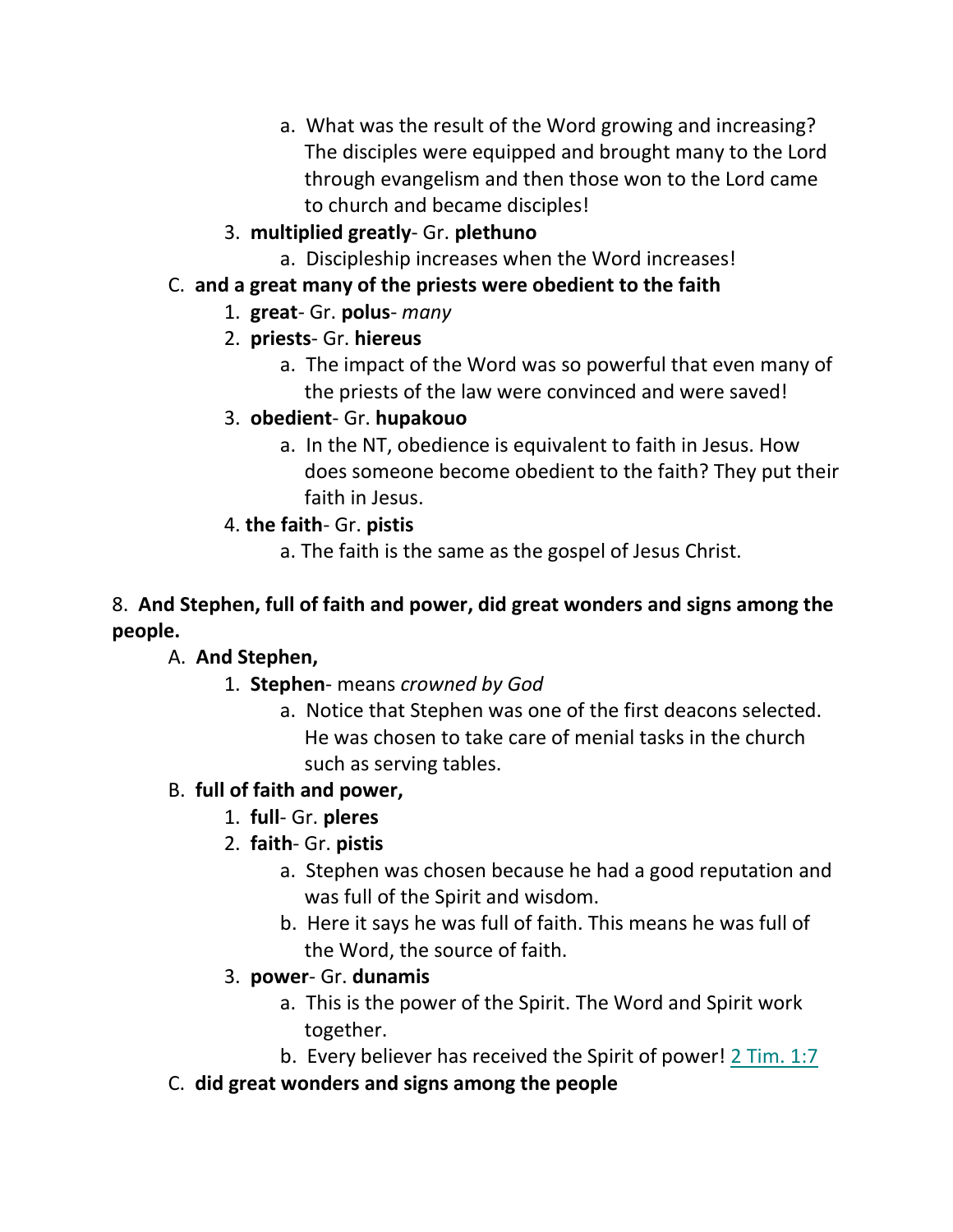a. What was the result of the Word growing and increasing? The disciples were equipped and brought many to the Lord through evangelism and then those won to the Lord came to church and became disciples!

3. **multiplied greatly**- Gr. **plethuno**
   a. Discipleship increases when the Word increases!

C. **and a great many of the priests were obedient to the faith**

1. **great**- Gr. **polus**- *many*
2. **priests**- Gr. **hiereus**
   a. The impact of the Word was so powerful that even many of the priests of the law were convinced and were saved!
3. **obedient**- Gr. **hupakouo**
   a. In the NT, obedience is equivalent to faith in Jesus. How does someone become obedient to the faith? They put their faith in Jesus.
4. **the faith**- Gr. **pistis**
   a. The faith is the same as the gospel of Jesus Christ.

8. **And Stephen, full of faith and power, did great wonders and signs among the people.**

A. **And Stephen,**

1. **Stephen**- means *crowned by God*
   a. Notice that Stephen was one of the first deacons selected. He was chosen to take care of menial tasks in the church such as serving tables.

B. **full of faith and power,**

1. **full**- Gr. **pleres**
2. **faith**- Gr. **pistis**
   a. Stephen was chosen because he had a good reputation and was full of the Spirit and wisdom.
   b. Here it says he was full of faith. This means he was full of the Word, the source of faith.
3. **power**- Gr. **dunamis**
   a. This is the power of the Spirit. The Word and Spirit work together.
   b. Every believer has received the Spirit of power! 2 Tim. 1:7

C. **did great wonders and signs among the people**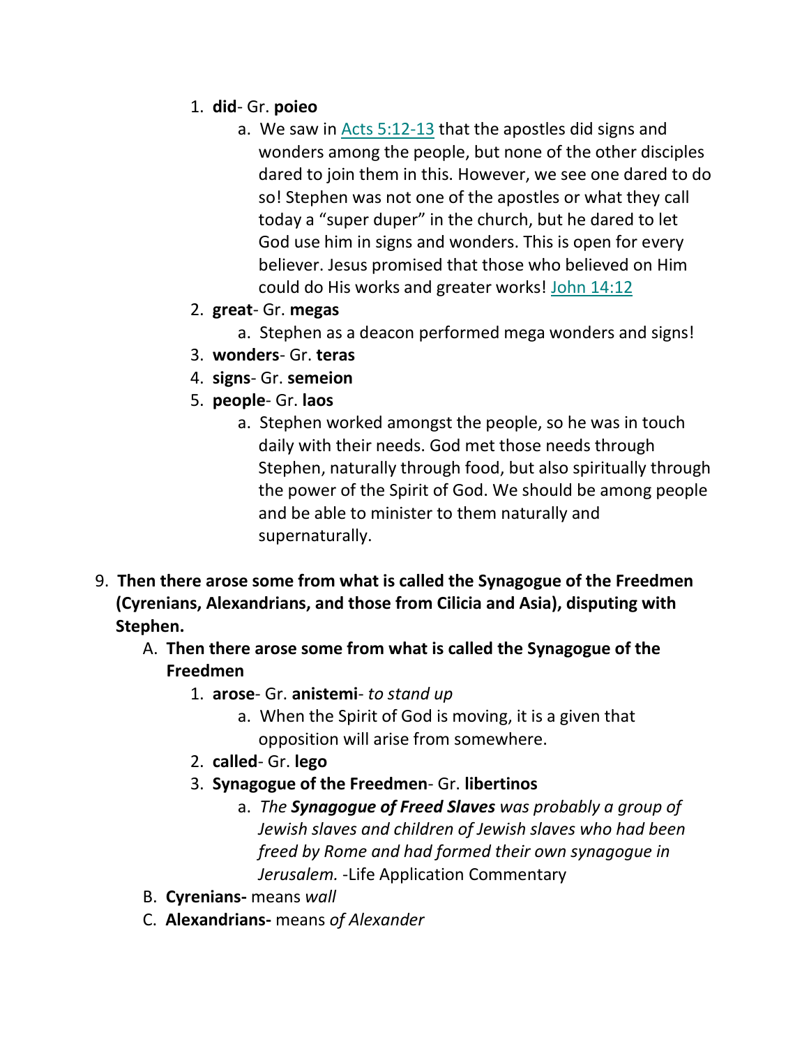1. **did**- Gr. **poieo**
    a. We saw in Acts 5:12-13 that the apostles did signs and wonders among the people, but none of the other disciples dared to join them in this. However, we see one dared to do so! Stephen was not one of the apostles or what they call today a "super duper" in the church, but he dared to let God use him in signs and wonders. This is open for every believer. Jesus promised that those who believed on Him could do His works and greater works! John 14:12
2. **great**- Gr. **megas**
    a. Stephen as a deacon performed mega wonders and signs!
3. **wonders**- Gr. **teras**
4. **signs**- Gr. **semeion**
5. **people**- Gr. **laos**
    a. Stephen worked amongst the people, so he was in touch daily with their needs. God met those needs through Stephen, naturally through food, but also spiritually through the power of the Spirit of God. We should be among people and be able to minister to them naturally and supernaturally.

9. **Then there arose some from what is called the Synagogue of the Freedmen (Cyrenians, Alexandrians, and those from Cilicia and Asia), disputing with Stephen.**
    A. **Then there arose some from what is called the Synagogue of the Freedmen**
        1. **arose**- Gr. **anistemi**- *to stand up*
            a. When the Spirit of God is moving, it is a given that opposition will arise from somewhere.
        2. **called**- Gr. **lego**
        3. **Synagogue of the Freedmen**- Gr. **libertinos**
            a. *The **Synagogue of Freed Slaves** was probably a group of Jewish slaves and children of Jewish slaves who had been freed by Rome and had formed their own synagogue in Jerusalem.* -Life Application Commentary
    B. **Cyrenians-** means *wall*
    C. **Alexandrians-** means *of Alexander*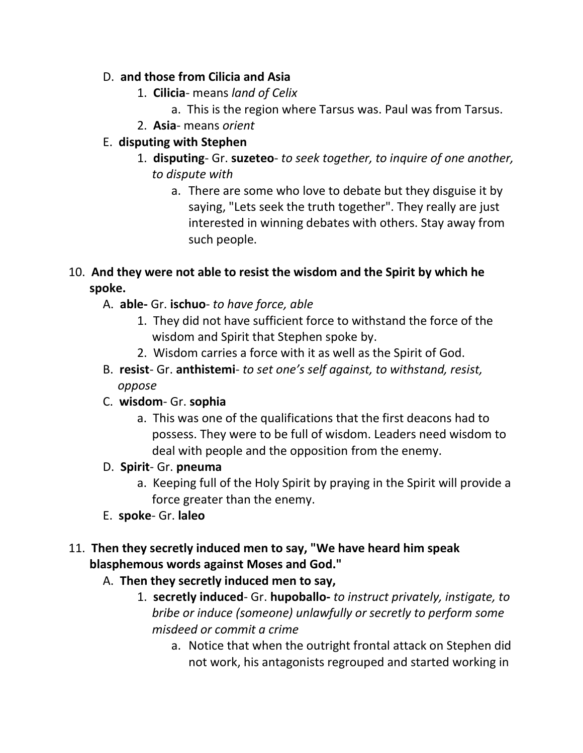D. **and those from Cilicia and Asia**

1. **Cilicia**- means *land of Celix*
    a. This is the region where Tarsus was. Paul was from Tarsus.
2. **Asia**- means *orient*

E. **disputing with Stephen**

1. **disputing**- Gr. **suzeteo**- *to seek together, to inquire of one another, to dispute with*
    a. There are some who love to debate but they disguise it by saying, "Lets seek the truth together". They really are just interested in winning debates with others. Stay away from such people.

10. **And they were not able to resist the wisdom and the Spirit by which he spoke.**

A. **able-** Gr. **ischuo**- *to have force, able*

1. They did not have sufficient force to withstand the force of the wisdom and Spirit that Stephen spoke by.
2. Wisdom carries a force with it as well as the Spirit of God.

B. **resist**- Gr. **anthistemi**- *to set one's self against, to withstand, resist, oppose*

C. **wisdom**- Gr. **sophia**

a. This was one of the qualifications that the first deacons had to possess. They were to be full of wisdom. Leaders need wisdom to deal with people and the opposition from the enemy.

D. **Spirit**- Gr. **pneuma**

a. Keeping full of the Holy Spirit by praying in the Spirit will provide a force greater than the enemy.

E. **spoke**- Gr. **laleo**

11. **Then they secretly induced men to say, "We have heard him speak blasphemous words against Moses and God."**

A. **Then they secretly induced men to say,**

1. **secretly induced**- Gr. **hupoballo-** *to instruct privately, instigate, to bribe or induce (someone) unlawfully or secretly to perform some misdeed or commit a crime*
    a. Notice that when the outright frontal attack on Stephen did not work, his antagonists regrouped and started working in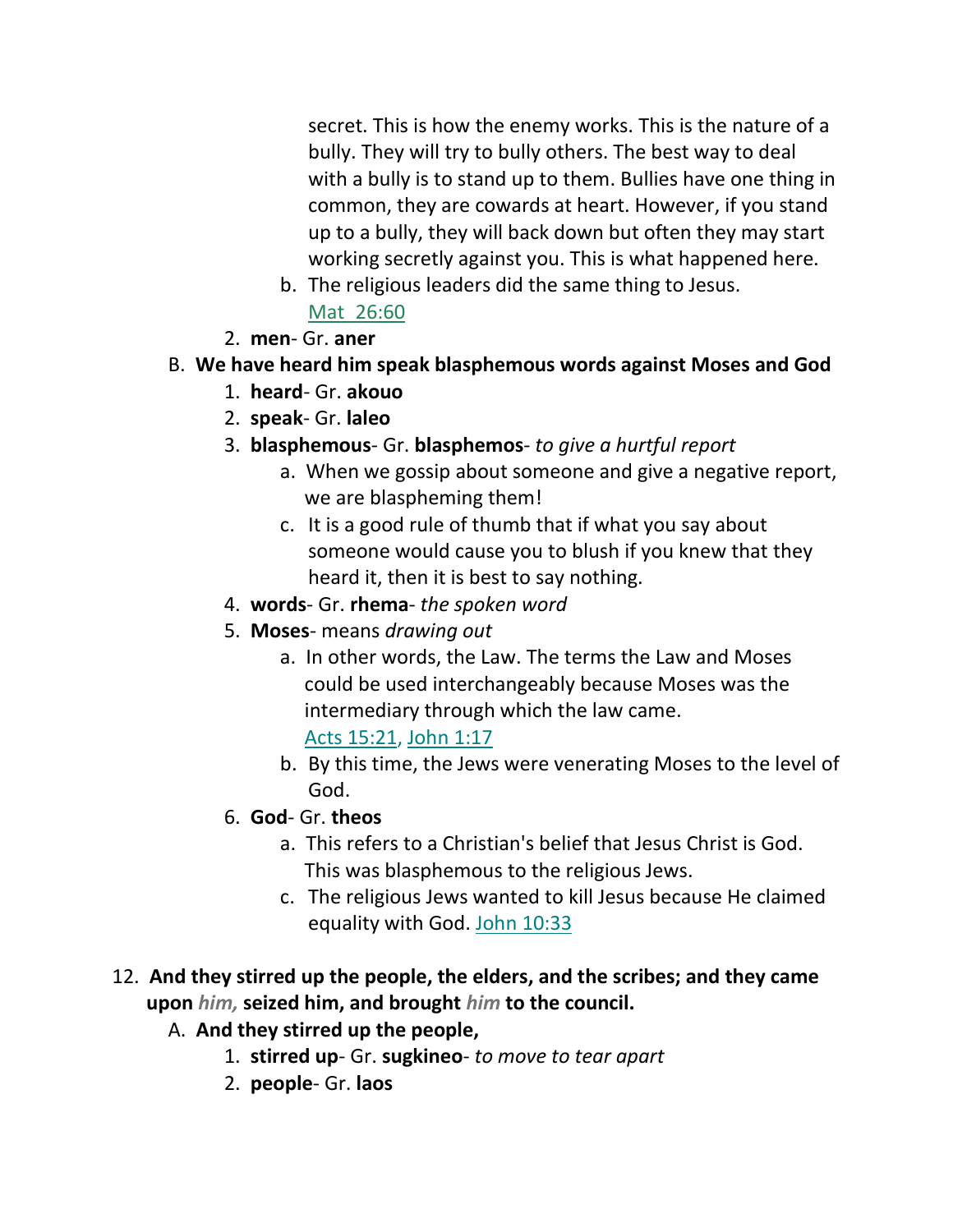secret. This is how the enemy works. This is the nature of a bully. They will try to bully others. The best way to deal with a bully is to stand up to them. Bullies have one thing in common, they are cowards at heart. However, if you stand up to a bully, they will back down but often they may start working secretly against you. This is what happened here.

   b. The religious leaders did the same thing to Jesus. Mat 26:60

2. **men**- Gr. **aner**

B. **We have heard him speak blasphemous words against Moses and God**

1. **heard**- Gr. **akouo**
2. **speak**- Gr. **laleo**
3. **blasphemous**- Gr. **blasphemos**- *to give a hurtful report*
   a. When we gossip about someone and give a negative report, we are blaspheming them!
   c. It is a good rule of thumb that if what you say about someone would cause you to blush if you knew that they heard it, then it is best to say nothing.
4. **words**- Gr. **rhema**- *the spoken word*
5. **Moses**- means *drawing out*
   a. In other words, the Law. The terms the Law and Moses could be used interchangeably because Moses was the intermediary through which the law came. Acts 15:21, John 1:17
   b. By this time, the Jews were venerating Moses to the level of God.
6. **God**- Gr. **theos**
   a. This refers to a Christian's belief that Jesus Christ is God. This was blasphemous to the religious Jews.
   c. The religious Jews wanted to kill Jesus because He claimed equality with God. John 10:33

12. **And they stirred up the people, the elders, and the scribes; and they came upon** ***him,*** **seized him, and brought** ***him*** **to the council.**

A. **And they stirred up the people,**

1. **stirred up**- Gr. **sugkineo**- *to move to tear apart*
2. **people**- Gr. **laos**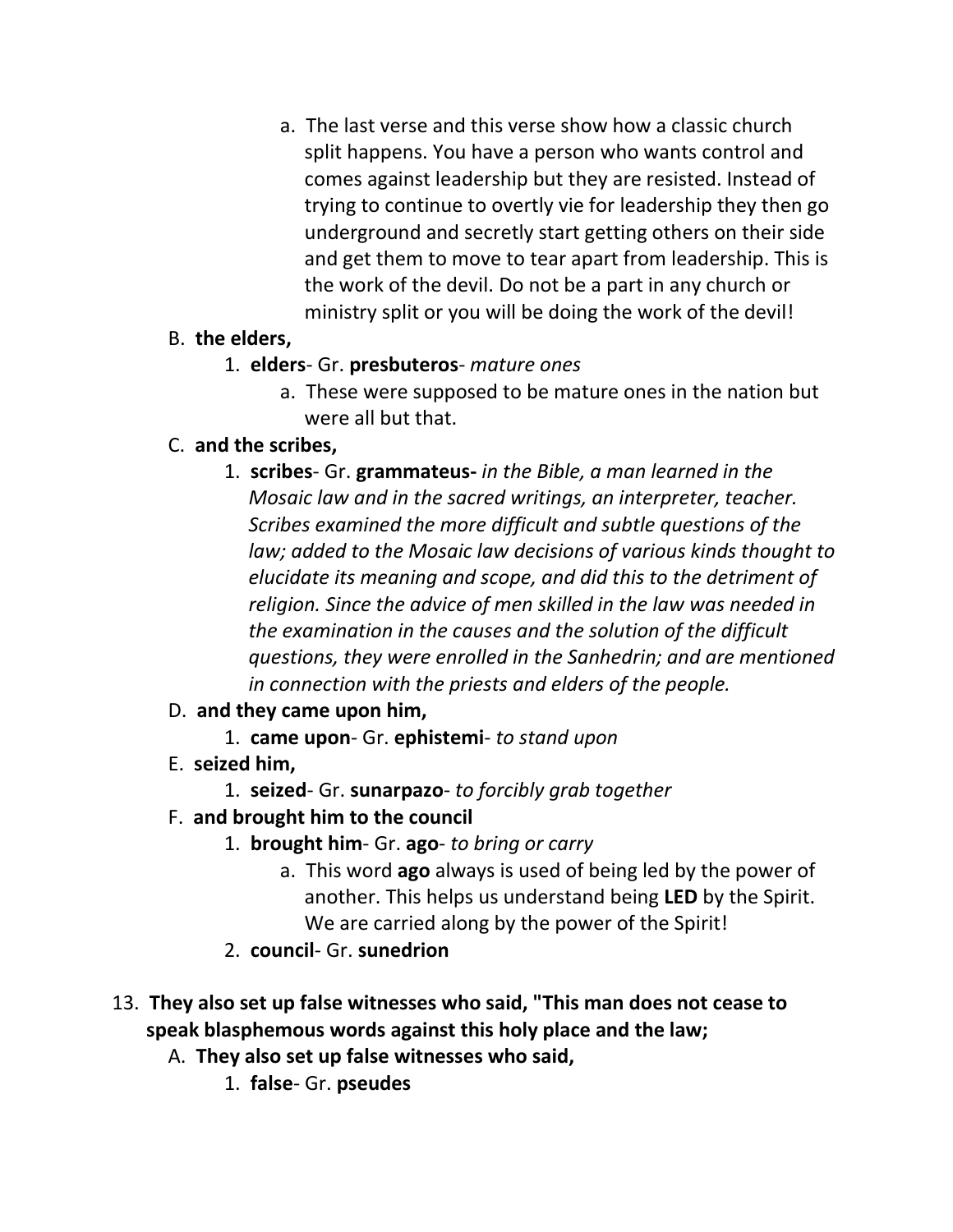a. The last verse and this verse show how a classic church split happens. You have a person who wants control and comes against leadership but they are resisted. Instead of trying to continue to overtly vie for leadership they then go underground and secretly start getting others on their side and get them to move to tear apart from leadership. This is the work of the devil. Do not be a part in any church or ministry split or you will be doing the work of the devil!

B. **the elders,**

1. **elders**- Gr. **presbuteros**- *mature ones*

a. These were supposed to be mature ones in the nation but were all but that.

C. **and the scribes,**

1. **scribes**- Gr. **grammateus-** *in the Bible, a man learned in the Mosaic law and in the sacred writings, an interpreter, teacher. Scribes examined the more difficult and subtle questions of the law; added to the Mosaic law decisions of various kinds thought to elucidate its meaning and scope, and did this to the detriment of religion. Since the advice of men skilled in the law was needed in the examination in the causes and the solution of the difficult questions, they were enrolled in the Sanhedrin; and are mentioned in connection with the priests and elders of the people.*

D. **and they came upon him,**

1. **came upon**- Gr. **ephistemi**- *to stand upon*

E. **seized him,**

1. **seized**- Gr. **sunarpazo**- *to forcibly grab together*

F. **and brought him to the council**

1. **brought him**- Gr. **ago**- *to bring or carry*

a. This word **ago** always is used of being led by the power of another. This helps us understand being **LED** by the Spirit. We are carried along by the power of the Spirit!

2. **council**- Gr. **sunedrion**

13. **They also set up false witnesses who said, "This man does not cease to speak blasphemous words against this holy place and the law;**

A. **They also set up false witnesses who said,**

1. **false**- Gr. **pseudes**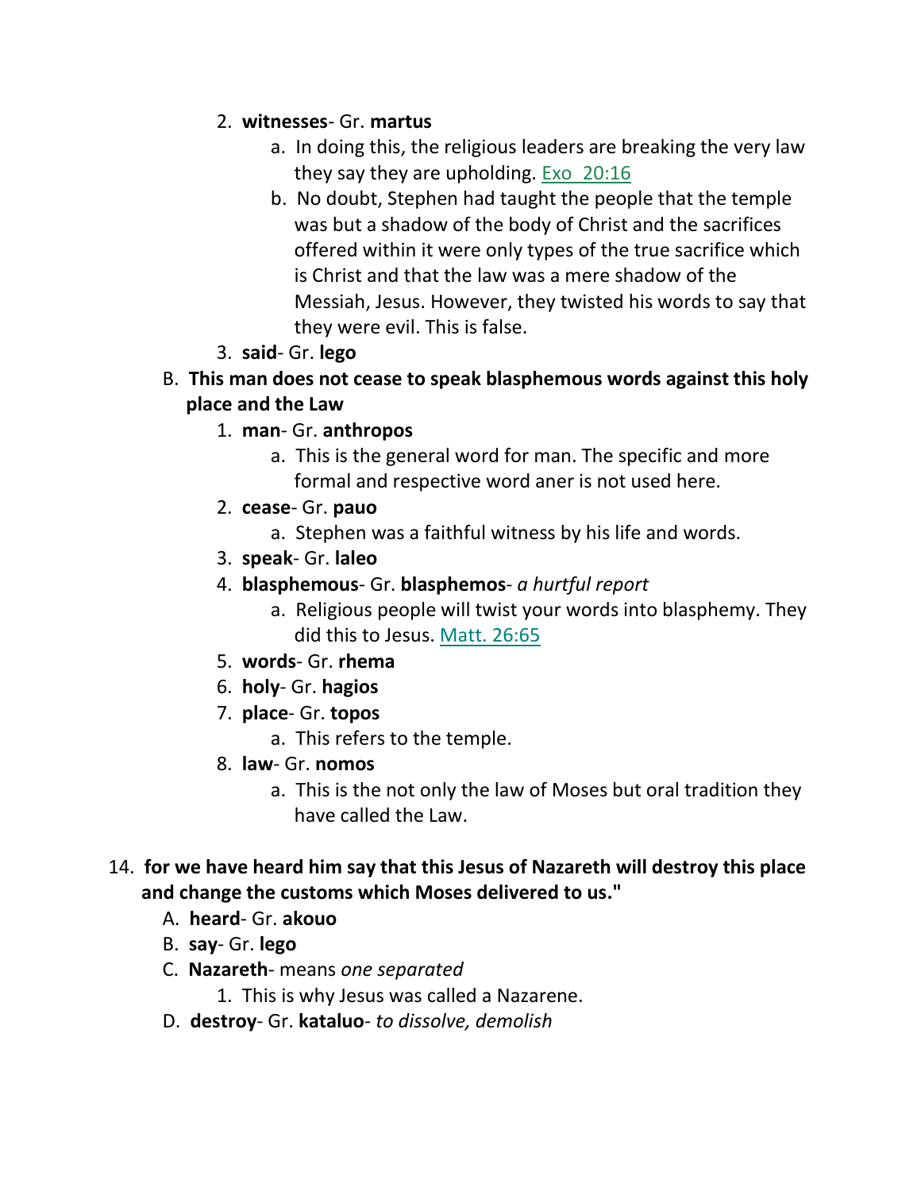2. **witnesses**- Gr. **martus**
    a. In doing this, the religious leaders are breaking the very law they say they are upholding. Exo 20:16
    b. No doubt, Stephen had taught the people that the temple was but a shadow of the body of Christ and the sacrifices offered within it were only types of the true sacrifice which is Christ and that the law was a mere shadow of the Messiah, Jesus. However, they twisted his words to say that they were evil. This is false.
3. **said**- Gr. **lego**

B. **This man does not cease to speak blasphemous words against this holy place and the Law**

1. **man**- Gr. **anthropos**
    a. This is the general word for man. The specific and more formal and respective word aner is not used here.
2. **cease**- Gr. **pauo**
    a. Stephen was a faithful witness by his life and words.
3. **speak**- Gr. **laleo**
4. **blasphemous**- Gr. **blasphemos**- *a hurtful report*
    a. Religious people will twist your words into blasphemy. They did this to Jesus. Matt. 26:65
5. **words**- Gr. **rhema**
6. **holy**- Gr. **hagios**
7. **place**- Gr. **topos**
    a. This refers to the temple.
8. **law**- Gr. **nomos**
    a. This is the not only the law of Moses but oral tradition they have called the Law.

14. **for we have heard him say that this Jesus of Nazareth will destroy this place and change the customs which Moses delivered to us."**

A. **heard**- Gr. **akouo**

B. **say**- Gr. **lego**

C. **Nazareth**- means *one separated*

1. This is why Jesus was called a Nazarene.

D. **destroy**- Gr. **kataluo**- *to dissolve, demolish*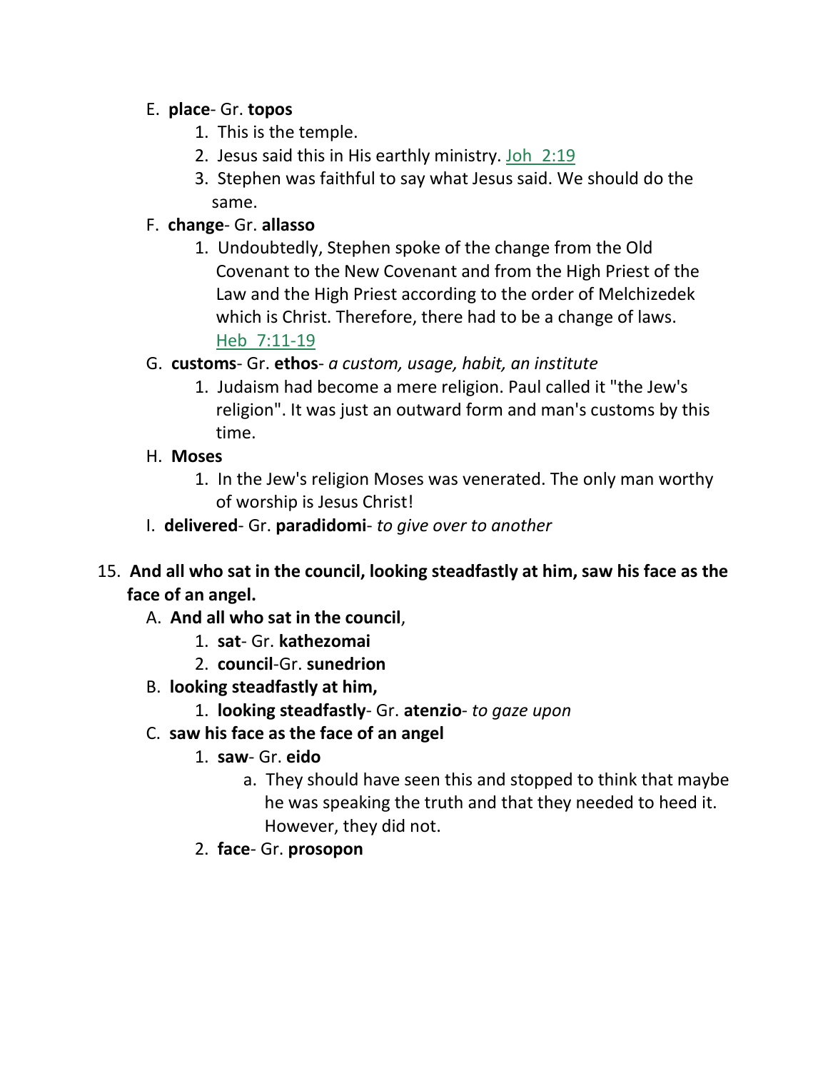E. **place**- Gr. **topos**
   1. This is the temple.
   2. Jesus said this in His earthly ministry. Joh 2:19
   3. Stephen was faithful to say what Jesus said. We should do the same.

F. **change**- Gr. **allasso**
   1. Undoubtedly, Stephen spoke of the change from the Old Covenant to the New Covenant and from the High Priest of the Law and the High Priest according to the order of Melchizedek which is Christ. Therefore, there had to be a change of laws. Heb 7:11-19

G. **customs**- Gr. **ethos**- *a custom, usage, habit, an institute*
   1. Judaism had become a mere religion. Paul called it "the Jew's religion". It was just an outward form and man's customs by this time.

H. **Moses**
   1. In the Jew's religion Moses was venerated. The only man worthy of worship is Jesus Christ!

I. **delivered**- Gr. **paradidomi**- *to give over to another*

15. **And all who sat in the council, looking steadfastly at him, saw his face as the face of an angel.**
   A. **And all who sat in the council**,
      1. **sat**- Gr. **kathezomai**
      2. **council**-Gr. **sunedrion**
   B. **looking steadfastly at him,**
      1. **looking steadfastly**- Gr. **atenzio**- *to gaze upon*
   C. **saw his face as the face of an angel**
      1. **saw**- Gr. **eido**
         a. They should have seen this and stopped to think that maybe he was speaking the truth and that they needed to heed it. However, they did not.
      2. **face**- Gr. **prosopon**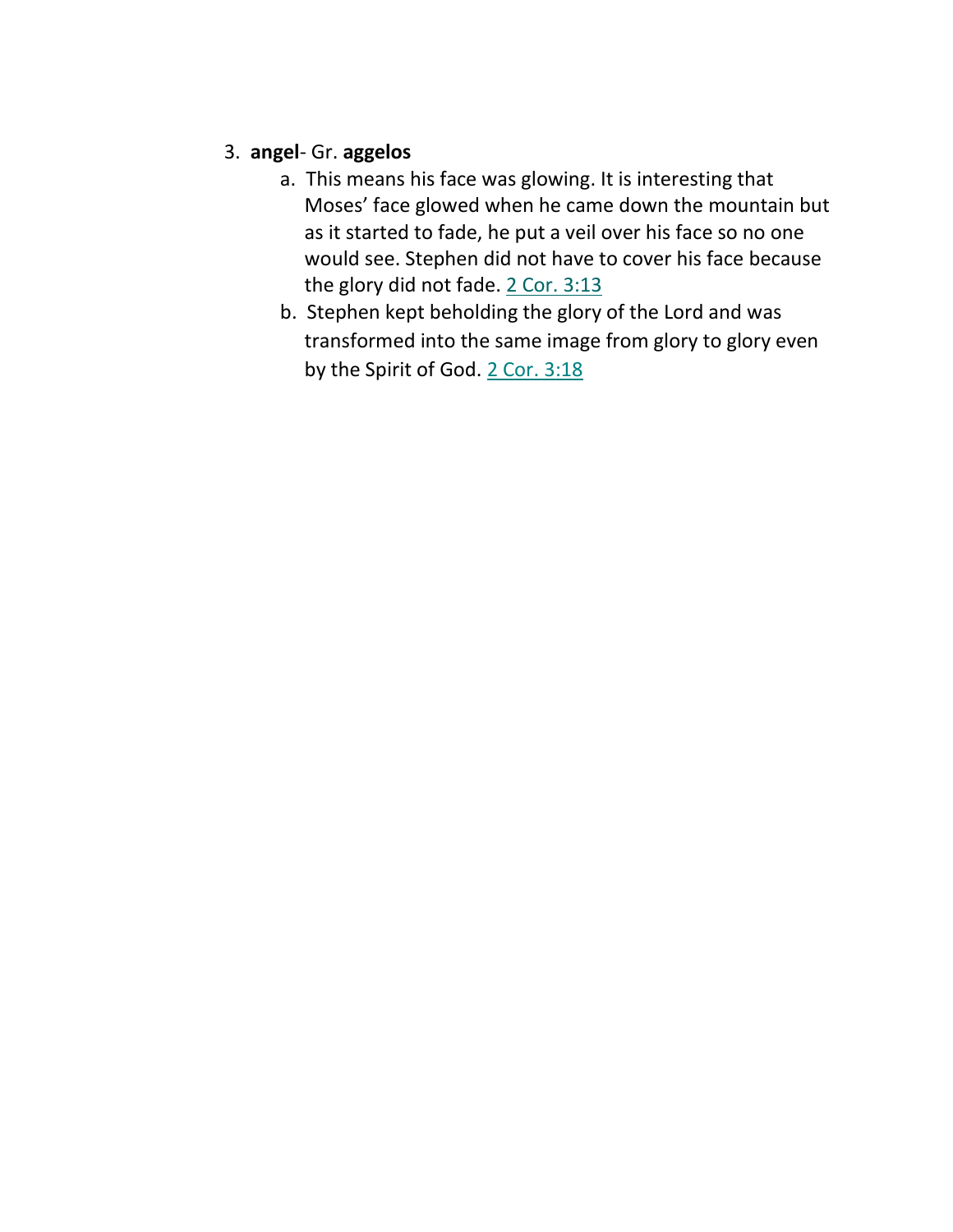3. **angel**- Gr. **aggelos**
    a. This means his face was glowing. It is interesting that Moses' face glowed when he came down the mountain but as it started to fade, he put a veil over his face so no one would see. Stephen did not have to cover his face because the glory did not fade. 2 Cor. 3:13
    b. Stephen kept beholding the glory of the Lord and was transformed into the same image from glory to glory even by the Spirit of God. 2 Cor. 3:18